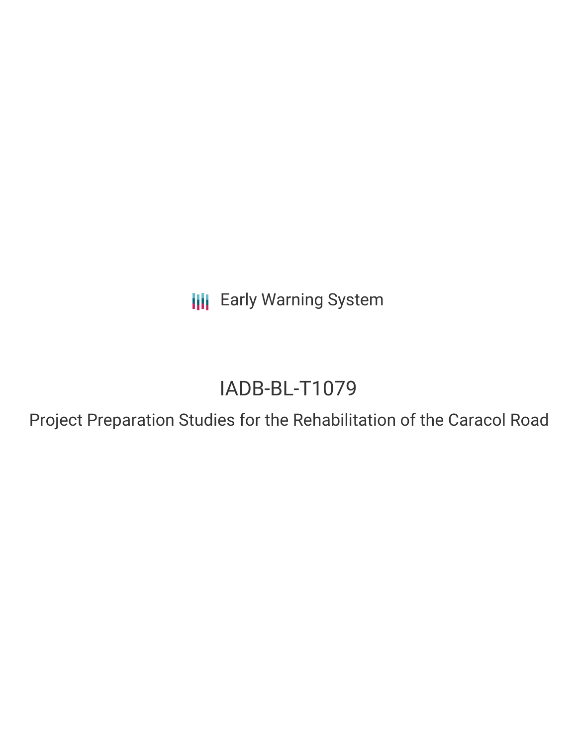Early Warning System

# IADB-BL-T1079

## Project Preparation Studies for the Rehabilitation of the Caracol Road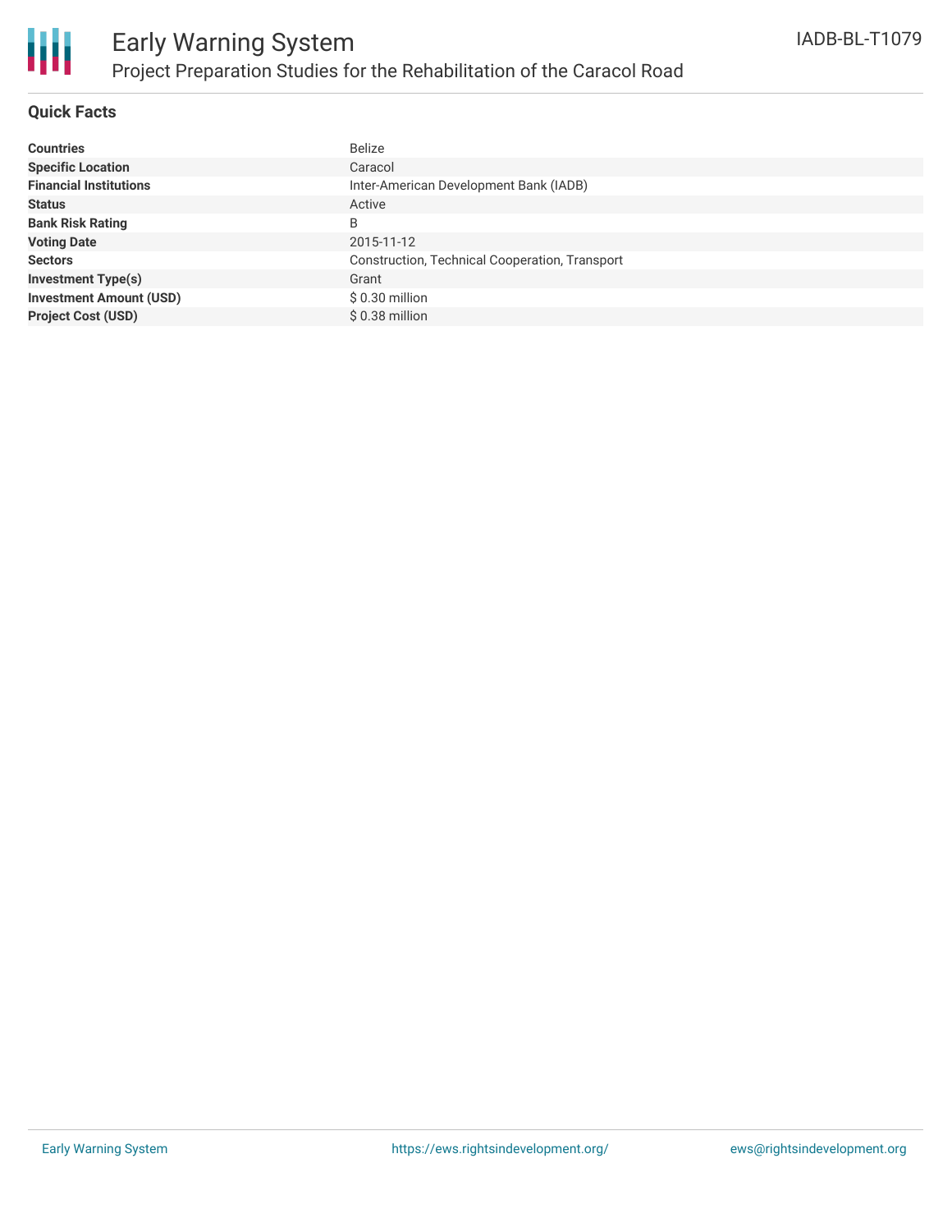# Early Warning System

## Project Preparation Studies for the Rehabilitation of the Caracol Road

IADB-BL-T1079

### Quick Facts

| | |
|---|---|
| **Countries** | Belize |
| **Specific Location** | Caracol |
| **Financial Institutions** | Inter-American Development Bank (IADB) |
| **Status** | Active |
| **Bank Risk Rating** | B |
| **Voting Date** | 2015-11-12 |
| **Sectors** | Construction, Technical Cooperation, Transport |
| **Investment Type(s)** | Grant |
| **Investment Amount (USD)** | $ 0.30 million |
| **Project Cost (USD)** | $ 0.38 million |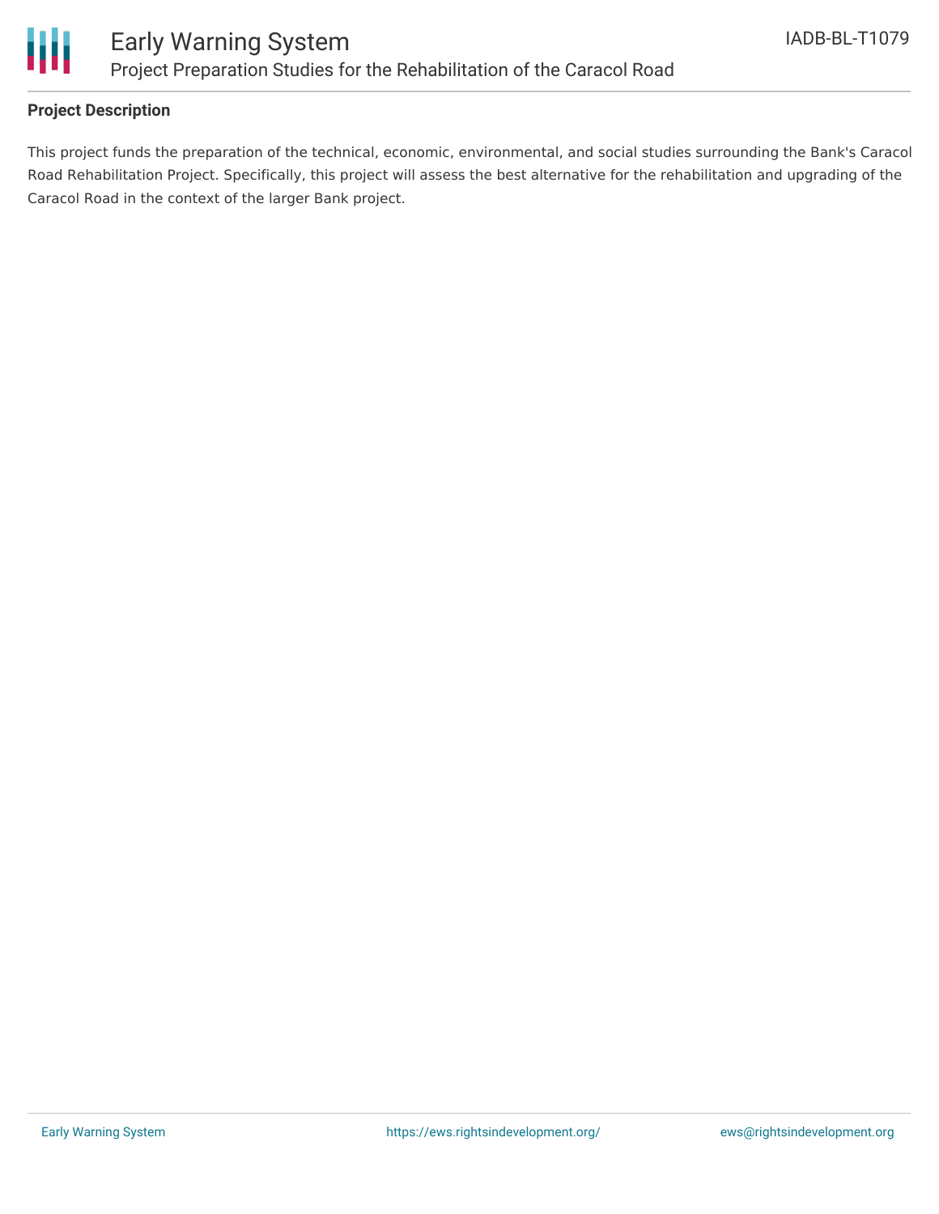## Project Description

This project funds the preparation of the technical, economic, environmental, and social studies surrounding the Bank's Caracol Road Rehabilitation Project. Specifically, this project will assess the best alternative for the rehabilitation and upgrading of the Caracol Road in the context of the larger Bank project.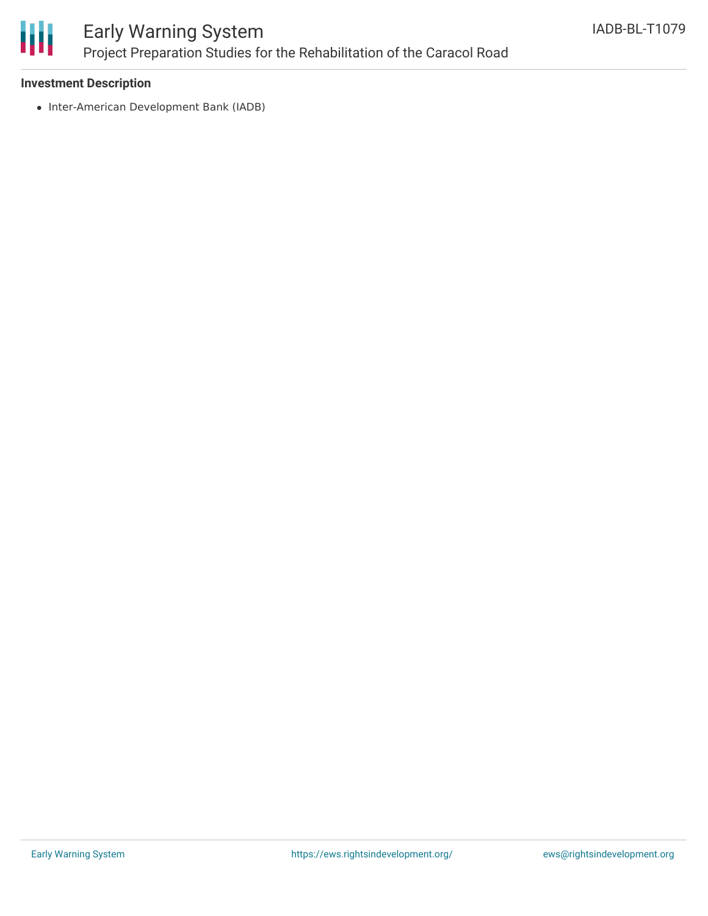### Investment Description

- Inter-American Development Bank (IADB)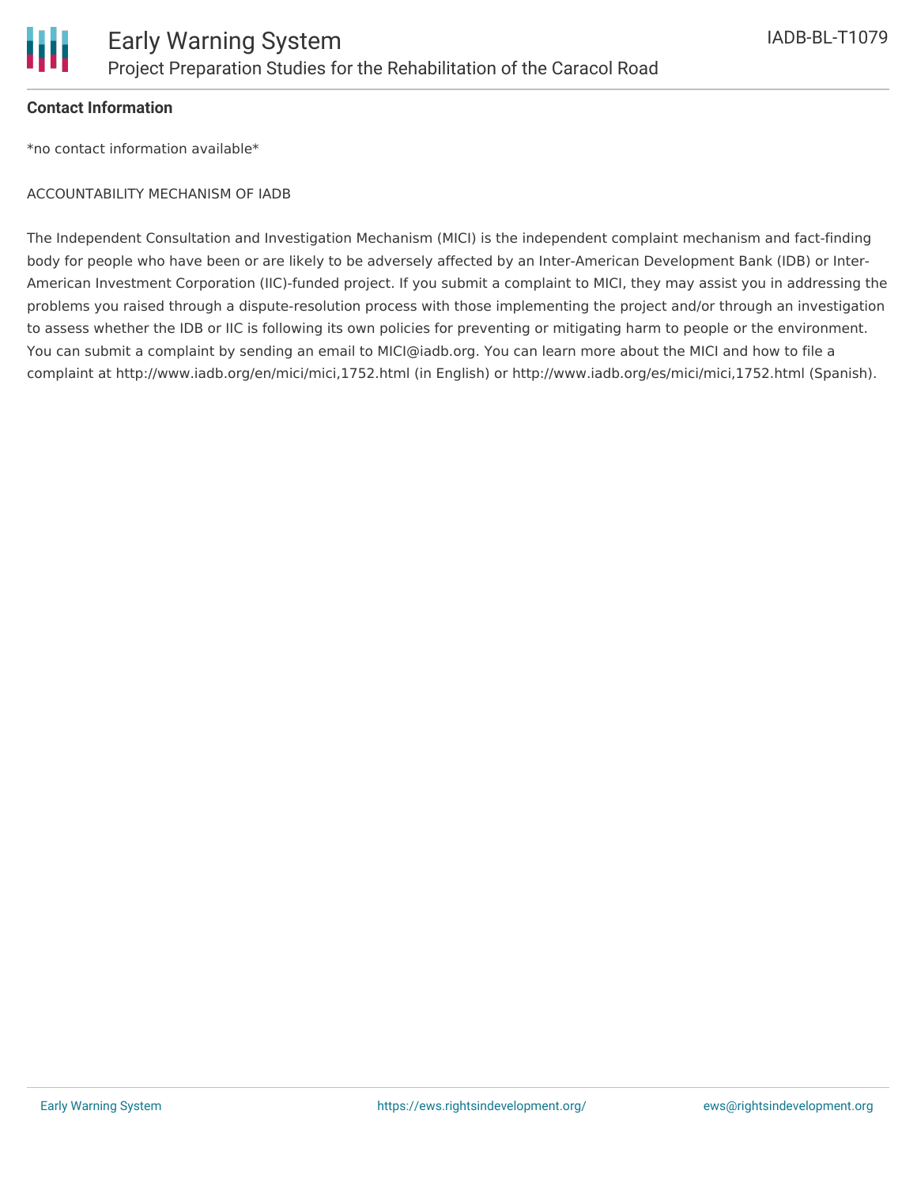### Contact Information

*no contact information available*

ACCOUNTABILITY MECHANISM OF IADB

The Independent Consultation and Investigation Mechanism (MICI) is the independent complaint mechanism and fact-finding body for people who have been or are likely to be adversely affected by an Inter-American Development Bank (IDB) or Inter-American Investment Corporation (IIC)-funded project. If you submit a complaint to MICI, they may assist you in addressing the problems you raised through a dispute-resolution process with those implementing the project and/or through an investigation to assess whether the IDB or IIC is following its own policies for preventing or mitigating harm to people or the environment. You can submit a complaint by sending an email to MICI@iadb.org. You can learn more about the MICI and how to file a complaint at http://www.iadb.org/en/mici/mici,1752.html (in English) or http://www.iadb.org/es/mici/mici,1752.html (Spanish).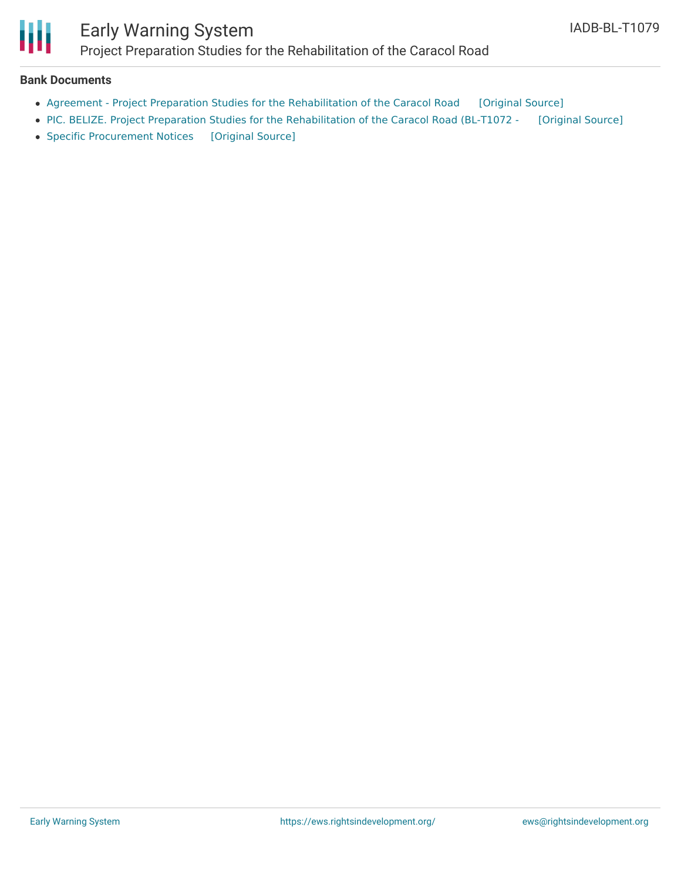**Bank Documents**

- Agreement - Project Preparation Studies for the Rehabilitation of the Caracol Road [Original Source]
- PIC. BELIZE. Project Preparation Studies for the Rehabilitation of the Caracol Road (BL-T1072 - [Original Source]
- Specific Procurement Notices [Original Source]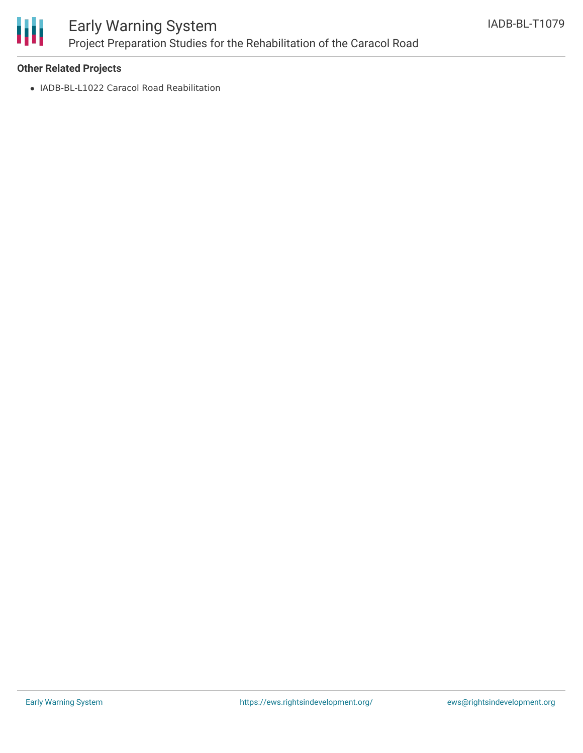**Other Related Projects**

- IADB-BL-L1022 Caracol Road Reabilitation